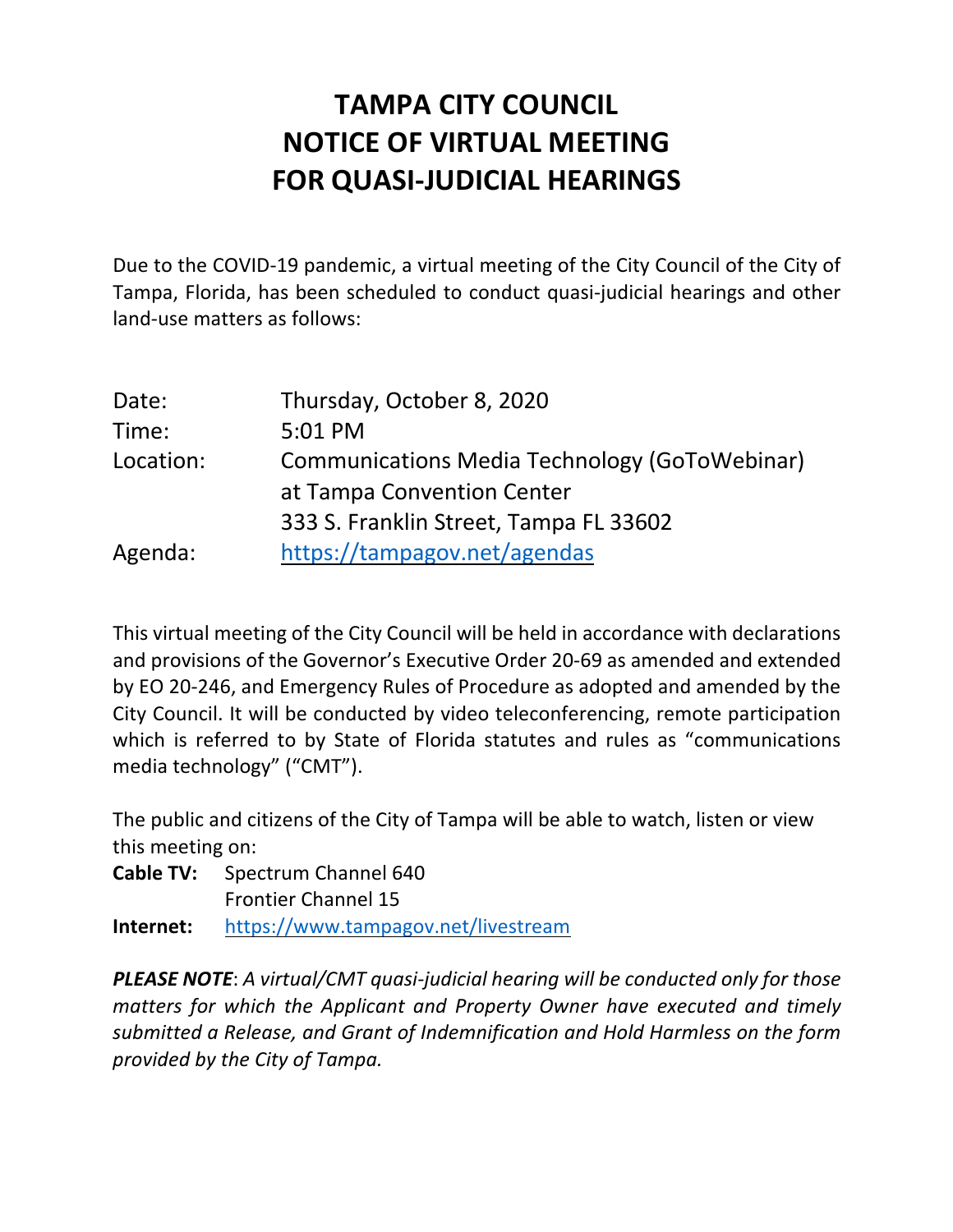# TAMPA CITY COUNCIL
# NOTICE OF VIRTUAL MEETING
# FOR QUASI-JUDICIAL HEARINGS

Due to the COVID-19 pandemic, a virtual meeting of the City Council of the City of Tampa, Florida, has been scheduled to conduct quasi-judicial hearings and other land-use matters as follows:

| | |
|---|---|
| Date: | Thursday, October 8, 2020 |
| Time: | 5:01 PM |
| Location: | Communications Media Technology (GoToWebinar) at Tampa Convention Center 333 S. Franklin Street, Tampa FL 33602 |
| Agenda: | https://tampagov.net/agendas |

This virtual meeting of the City Council will be held in accordance with declarations and provisions of the Governor's Executive Order 20-69 as amended and extended by EO 20-246, and Emergency Rules of Procedure as adopted and amended by the City Council. It will be conducted by video teleconferencing, remote participation which is referred to by State of Florida statutes and rules as "communications media technology" ("CMT").

The public and citizens of the City of Tampa will be able to watch, listen or view this meeting on:

**Cable TV:** Spectrum Channel 640
Frontier Channel 15

**Internet:** https://www.tampagov.net/livestream

***PLEASE NOTE***: *A virtual/CMT quasi-judicial hearing will be conducted only for those matters for which the Applicant and Property Owner have executed and timely submitted a Release, and Grant of Indemnification and Hold Harmless on the form provided by the City of Tampa.*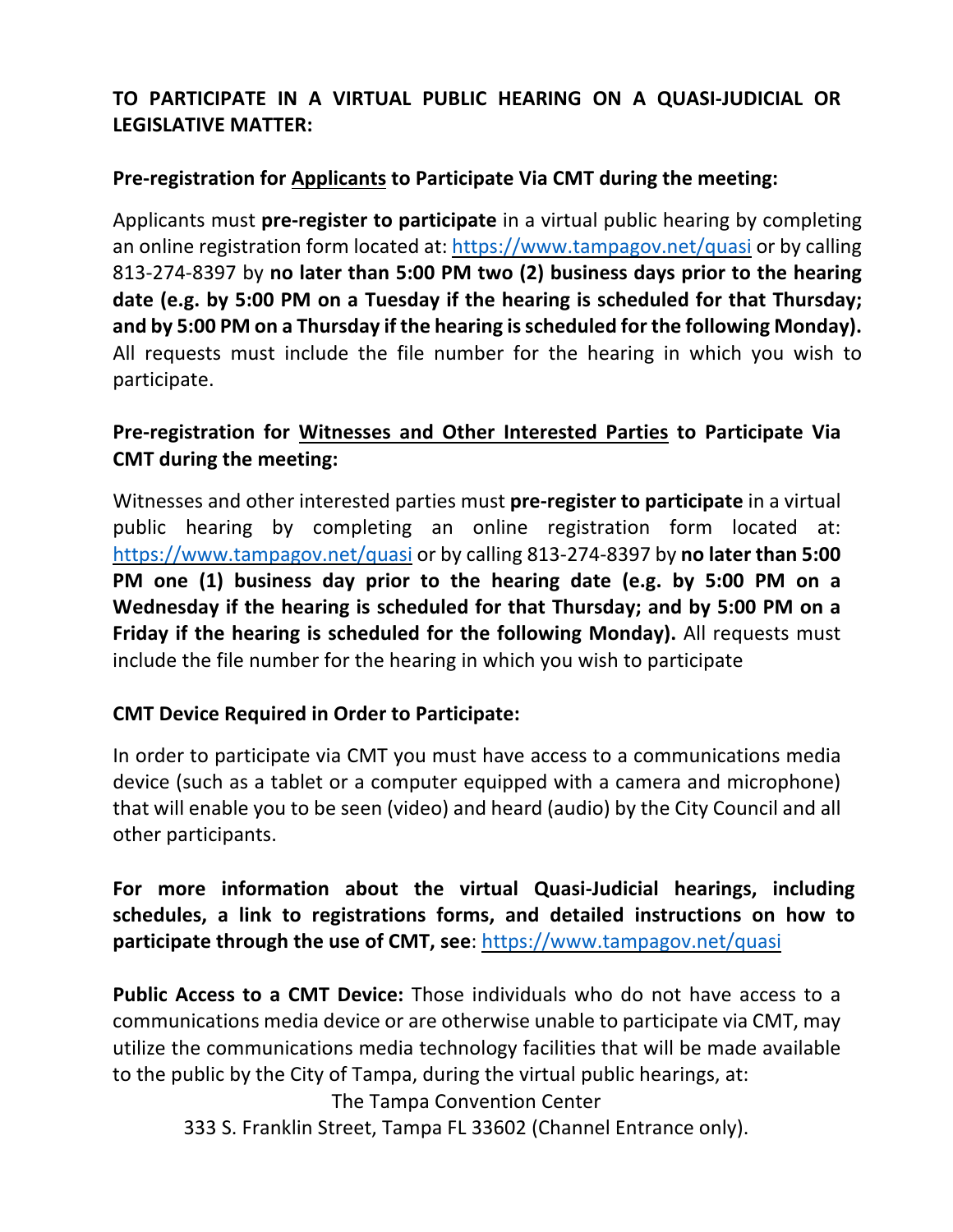**TO PARTICIPATE IN A VIRTUAL PUBLIC HEARING ON A QUASI-JUDICIAL OR LEGISLATIVE MATTER:**

**Pre-registration for Applicants to Participate Via CMT during the meeting:**

Applicants must **pre-register to participate** in a virtual public hearing by completing an online registration form located at: https://www.tampagov.net/quasi or by calling 813-274-8397 by **no later than 5:00 PM two (2) business days prior to the hearing date (e.g. by 5:00 PM on a Tuesday if the hearing is scheduled for that Thursday; and by 5:00 PM on a Thursday if the hearing is scheduled for the following Monday).** All requests must include the file number for the hearing in which you wish to participate.

**Pre-registration for Witnesses and Other Interested Parties to Participate Via CMT during the meeting:**

Witnesses and other interested parties must **pre-register to participate** in a virtual public hearing by completing an online registration form located at: https://www.tampagov.net/quasi or by calling 813-274-8397 by **no later than 5:00 PM one (1) business day prior to the hearing date (e.g. by 5:00 PM on a Wednesday if the hearing is scheduled for that Thursday; and by 5:00 PM on a Friday if the hearing is scheduled for the following Monday).** All requests must include the file number for the hearing in which you wish to participate

**CMT Device Required in Order to Participate:**

In order to participate via CMT you must have access to a communications media device (such as a tablet or a computer equipped with a camera and microphone) that will enable you to be seen (video) and heard (audio) by the City Council and all other participants.

**For more information about the virtual Quasi-Judicial hearings, including schedules, a link to registrations forms, and detailed instructions on how to participate through the use of CMT, see**: https://www.tampagov.net/quasi

**Public Access to a CMT Device:** Those individuals who do not have access to a communications media device or are otherwise unable to participate via CMT, may utilize the communications media technology facilities that will be made available to the public by the City of Tampa, during the virtual public hearings, at:

The Tampa Convention Center
333 S. Franklin Street, Tampa FL 33602 (Channel Entrance only).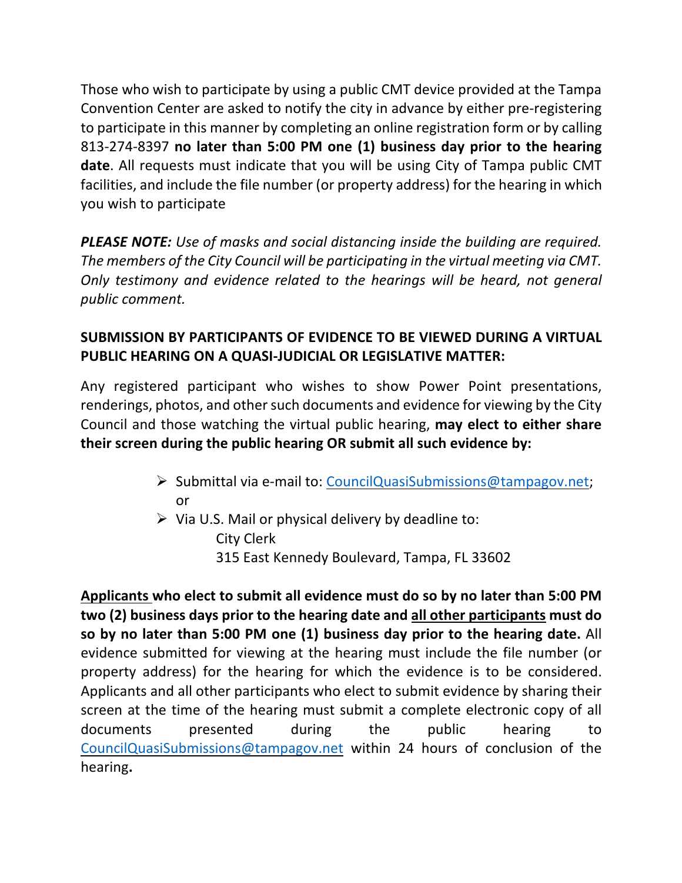Those who wish to participate by using a public CMT device provided at the Tampa Convention Center are asked to notify the city in advance by either pre-registering to participate in this manner by completing an online registration form or by calling 813-274-8397 **no later than 5:00 PM one (1) business day prior to the hearing date**. All requests must indicate that you will be using City of Tampa public CMT facilities, and include the file number (or property address) for the hearing in which you wish to participate

***PLEASE NOTE:*** *Use of masks and social distancing inside the building are required. The members of the City Council will be participating in the virtual meeting via CMT. Only testimony and evidence related to the hearings will be heard, not general public comment.*

**SUBMISSION BY PARTICIPANTS OF EVIDENCE TO BE VIEWED DURING A VIRTUAL PUBLIC HEARING ON A QUASI-JUDICIAL OR LEGISLATIVE MATTER:**

Any registered participant who wishes to show Power Point presentations, renderings, photos, and other such documents and evidence for viewing by the City Council and those watching the virtual public hearing, **may elect to either share their screen during the public hearing OR submit all such evidence by:**

- Submittal via e-mail to: CouncilQuasiSubmissions@tampagov.net; or
- Via U.S. Mail or physical delivery by deadline to:
  City Clerk
  315 East Kennedy Boulevard, Tampa, FL 33602

**Applicants who elect to submit all evidence must do so by no later than 5:00 PM two (2) business days prior to the hearing date and all other participants must do so by no later than 5:00 PM one (1) business day prior to the hearing date.** All evidence submitted for viewing at the hearing must include the file number (or property address) for the hearing for which the evidence is to be considered. Applicants and all other participants who elect to submit evidence by sharing their screen at the time of the hearing must submit a complete electronic copy of all documents presented during the public hearing to CouncilQuasiSubmissions@tampagov.net within 24 hours of conclusion of the hearing.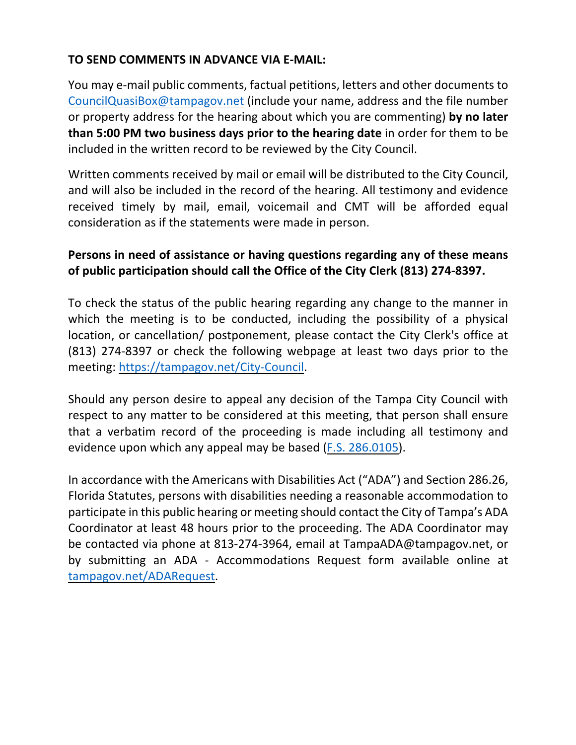**TO SEND COMMENTS IN ADVANCE VIA E-MAIL:**

You may e-mail public comments, factual petitions, letters and other documents to CouncilQuasiBox@tampagov.net (include your name, address and the file number or property address for the hearing about which you are commenting) **by no later than 5:00 PM two business days prior to the hearing date** in order for them to be included in the written record to be reviewed by the City Council.

Written comments received by mail or email will be distributed to the City Council, and will also be included in the record of the hearing. All testimony and evidence received timely by mail, email, voicemail and CMT will be afforded equal consideration as if the statements were made in person.

**Persons in need of assistance or having questions regarding any of these means of public participation should call the Office of the City Clerk (813) 274-8397.**

To check the status of the public hearing regarding any change to the manner in which the meeting is to be conducted, including the possibility of a physical location, or cancellation/ postponement, please contact the City Clerk's office at (813) 274-8397 or check the following webpage at least two days prior to the meeting: https://tampagov.net/City-Council.

Should any person desire to appeal any decision of the Tampa City Council with respect to any matter to be considered at this meeting, that person shall ensure that a verbatim record of the proceeding is made including all testimony and evidence upon which any appeal may be based (F.S. 286.0105).

In accordance with the Americans with Disabilities Act ("ADA") and Section 286.26, Florida Statutes, persons with disabilities needing a reasonable accommodation to participate in this public hearing or meeting should contact the City of Tampa's ADA Coordinator at least 48 hours prior to the proceeding. The ADA Coordinator may be contacted via phone at 813-274-3964, email at TampaADA@tampagov.net, or by submitting an ADA - Accommodations Request form available online at tampagov.net/ADARequest.